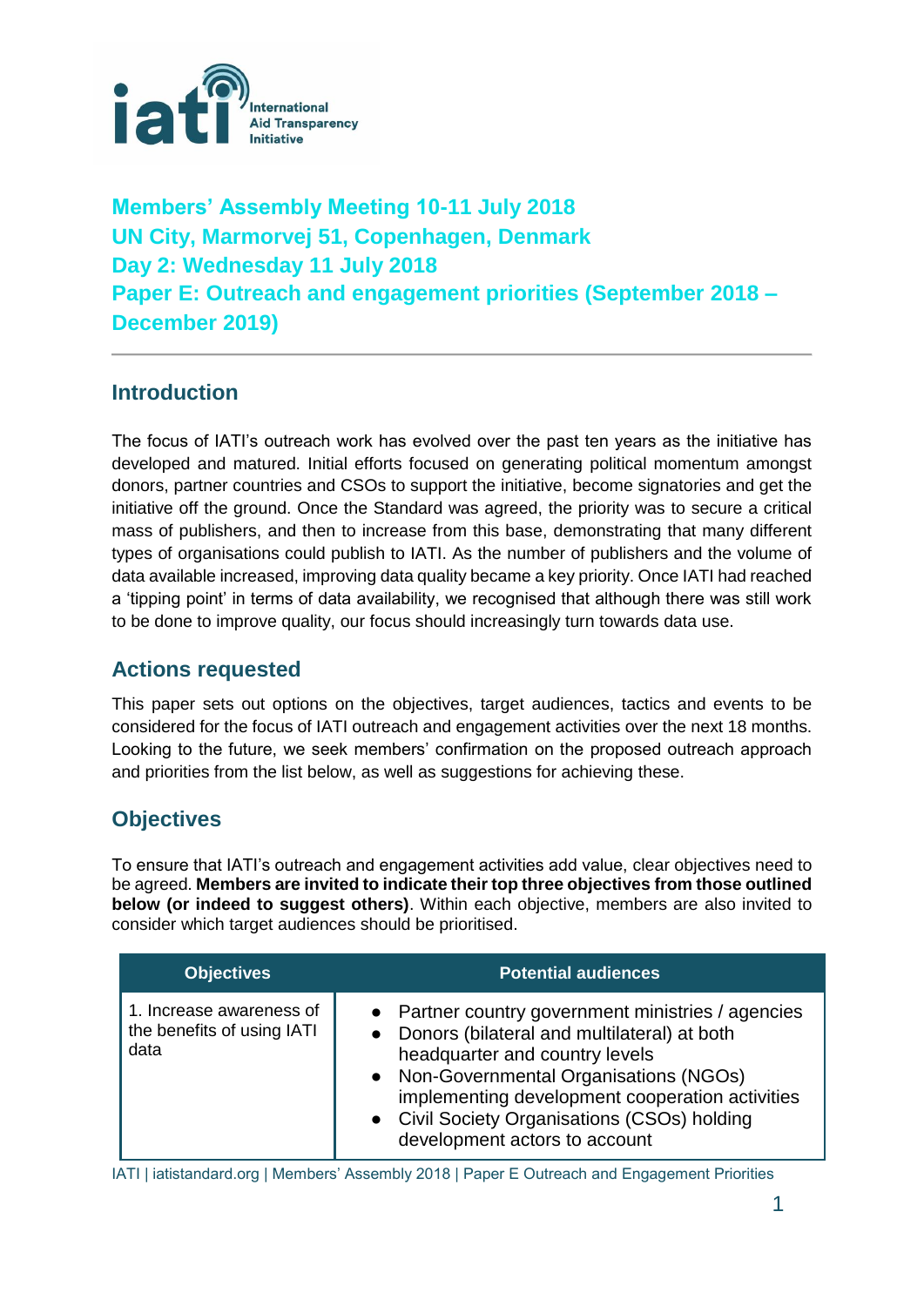# Members' Assembly Meeting 10-11 July 2018
# UN City, Marmorvej 51, Copenhagen, Denmark
# Day 2: Wednesday 11 July 2018
# Paper E: Outreach and engagement priorities (September 2018 – December 2019)

## Introduction

The focus of IATI's outreach work has evolved over the past ten years as the initiative has developed and matured. Initial efforts focused on generating political momentum amongst donors, partner countries and CSOs to support the initiative, become signatories and get the initiative off the ground. Once the Standard was agreed, the priority was to secure a critical mass of publishers, and then to increase from this base, demonstrating that many different types of organisations could publish to IATI. As the number of publishers and the volume of data available increased, improving data quality became a key priority. Once IATI had reached a 'tipping point' in terms of data availability, we recognised that although there was still work to be done to improve quality, our focus should increasingly turn towards data use.

## Actions requested

This paper sets out options on the objectives, target audiences, tactics and events to be considered for the focus of IATI outreach and engagement activities over the next 18 months. Looking to the future, we seek members' confirmation on the proposed outreach approach and priorities from the list below, as well as suggestions for achieving these.

## Objectives

To ensure that IATI's outreach and engagement activities add value, clear objectives need to be agreed. **Members are invited to indicate their top three objectives from those outlined below (or indeed to suggest others)**. Within each objective, members are also invited to consider which target audiences should be prioritised.

| Objectives | Potential audiences |
|---|---|
| 1. Increase awareness of the benefits of using IATI data | • Partner country government ministries / agencies<br>• Donors (bilateral and multilateral) at both headquarter and country levels<br>• Non-Governmental Organisations (NGOs) implementing development cooperation activities<br>• Civil Society Organisations (CSOs) holding development actors to account |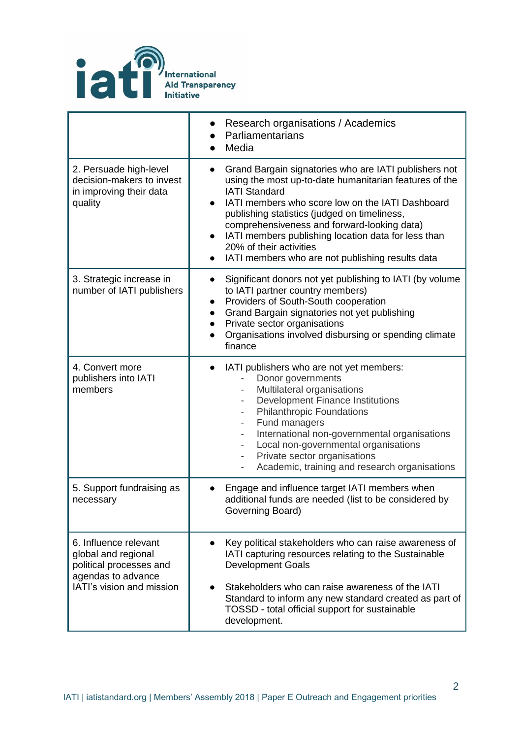| | |
|---|---|
| | • Research organisations / Academics<br>• Parliamentarians<br>• Media |
| 2. Persuade high-level decision-makers to invest in improving their data quality | • Grand Bargain signatories who are IATI publishers not using the most up-to-date humanitarian features of the IATI Standard<br>• IATI members who score low on the IATI Dashboard publishing statistics (judged on timeliness, comprehensiveness and forward-looking data)<br>• IATI members publishing location data for less than 20% of their activities<br>• IATI members who are not publishing results data |
| 3. Strategic increase in number of IATI publishers | • Significant donors not yet publishing to IATI (by volume to IATI partner country members)<br>• Providers of South-South cooperation<br>• Grand Bargain signatories not yet publishing<br>• Private sector organisations<br>• Organisations involved disbursing or spending climate finance |
| 4. Convert more publishers into IATI members | • IATI publishers who are not yet members:<br>&nbsp;&nbsp;- Donor governments<br>&nbsp;&nbsp;- Multilateral organisations<br>&nbsp;&nbsp;- Development Finance Institutions<br>&nbsp;&nbsp;- Philanthropic Foundations<br>&nbsp;&nbsp;- Fund managers<br>&nbsp;&nbsp;- International non-governmental organisations<br>&nbsp;&nbsp;- Local non-governmental organisations<br>&nbsp;&nbsp;- Private sector organisations<br>&nbsp;&nbsp;- Academic, training and research organisations |
| 5. Support fundraising as necessary | • Engage and influence target IATI members when additional funds are needed (list to be considered by Governing Board) |
| 6. Influence relevant global and regional political processes and agendas to advance IATI's vision and mission | • Key political stakeholders who can raise awareness of IATI capturing resources relating to the Sustainable Development Goals<br><br>• Stakeholders who can raise awareness of the IATI Standard to inform any new standard created as part of TOSSD - total official support for sustainable development. |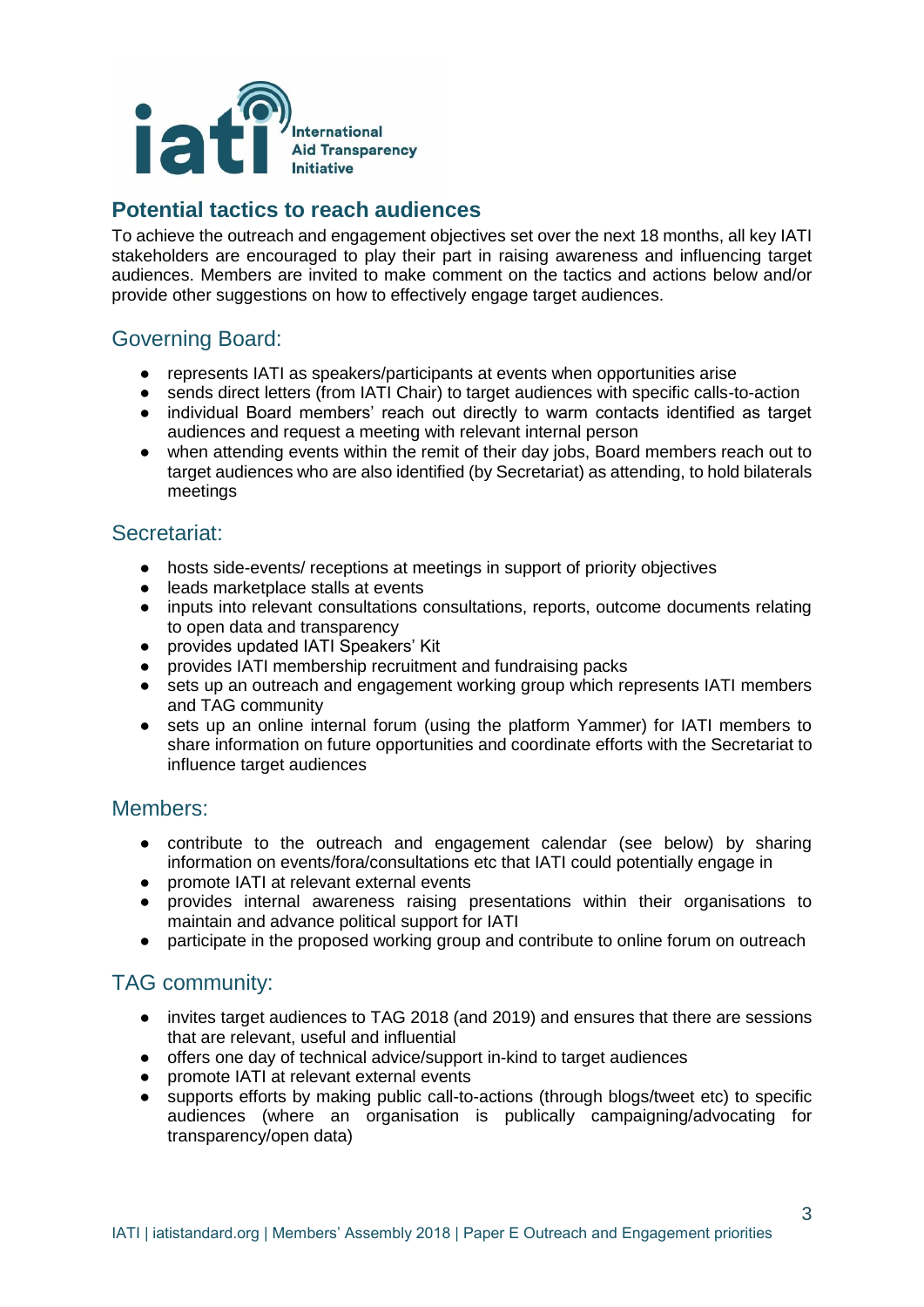International Aid Transparency Initiative

## Potential tactics to reach audiences

To achieve the outreach and engagement objectives set over the next 18 months, all key IATI stakeholders are encouraged to play their part in raising awareness and influencing target audiences. Members are invited to make comment on the tactics and actions below and/or provide other suggestions on how to effectively engage target audiences.

### Governing Board:

- represents IATI as speakers/participants at events when opportunities arise
- sends direct letters (from IATI Chair) to target audiences with specific calls-to-action
- individual Board members' reach out directly to warm contacts identified as target audiences and request a meeting with relevant internal person
- when attending events within the remit of their day jobs, Board members reach out to target audiences who are also identified (by Secretariat) as attending, to hold bilaterals meetings

### Secretariat:

- hosts side-events/ receptions at meetings in support of priority objectives
- leads marketplace stalls at events
- inputs into relevant consultations consultations, reports, outcome documents relating to open data and transparency
- provides updated IATI Speakers' Kit
- provides IATI membership recruitment and fundraising packs
- sets up an outreach and engagement working group which represents IATI members and TAG community
- sets up an online internal forum (using the platform Yammer) for IATI members to share information on future opportunities and coordinate efforts with the Secretariat to influence target audiences

### Members:

- contribute to the outreach and engagement calendar (see below) by sharing information on events/fora/consultations etc that IATI could potentially engage in
- promote IATI at relevant external events
- provides internal awareness raising presentations within their organisations to maintain and advance political support for IATI
- participate in the proposed working group and contribute to online forum on outreach

### TAG community:

- invites target audiences to TAG 2018 (and 2019) and ensures that there are sessions that are relevant, useful and influential
- offers one day of technical advice/support in-kind to target audiences
- promote IATI at relevant external events
- supports efforts by making public call-to-actions (through blogs/tweet etc) to specific audiences (where an organisation is publically campaigning/advocating for transparency/open data)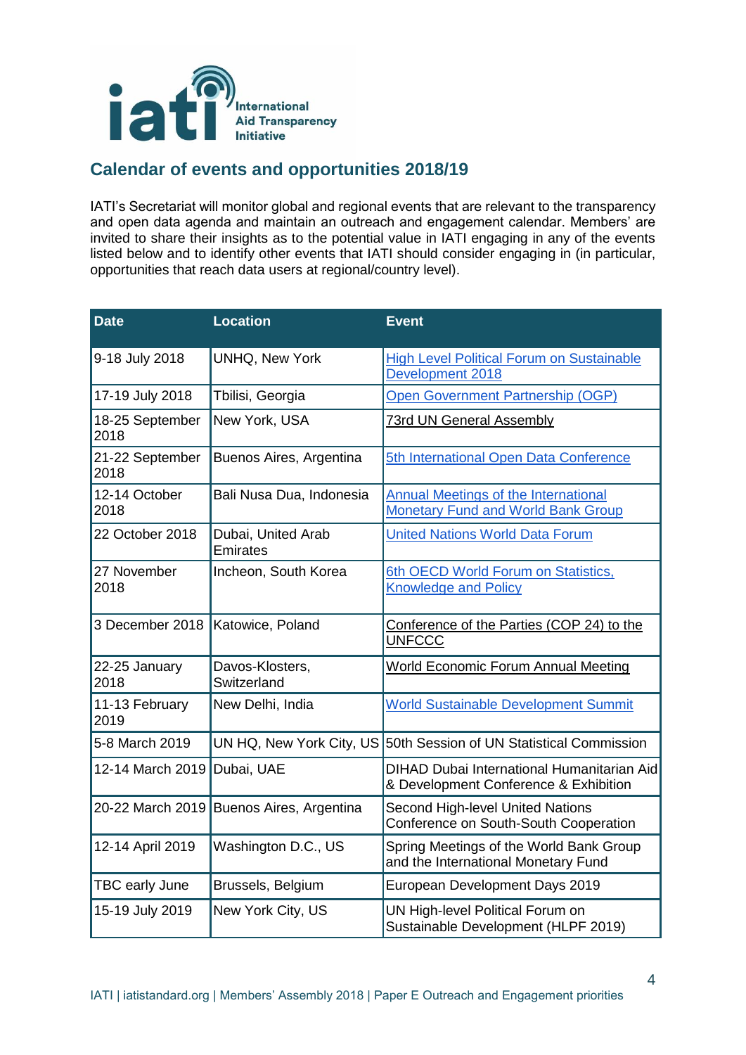## Calendar of events and opportunities 2018/19

IATI's Secretariat will monitor global and regional events that are relevant to the transparency and open data agenda and maintain an outreach and engagement calendar. Members' are invited to share their insights as to the potential value in IATI engaging in any of the events listed below and to identify other events that IATI should consider engaging in (in particular, opportunities that reach data users at regional/country level).

| Date | Location | Event |
|---|---|---|
| 9-18 July 2018 | UNHQ, New York | High Level Political Forum on Sustainable Development 2018 |
| 17-19 July 2018 | Tbilisi, Georgia | Open Government Partnership (OGP) |
| 18-25 September 2018 | New York, USA | 73rd UN General Assembly |
| 21-22 September 2018 | Buenos Aires, Argentina | 5th International Open Data Conference |
| 12-14 October 2018 | Bali Nusa Dua, Indonesia | Annual Meetings of the International Monetary Fund and World Bank Group |
| 22 October 2018 | Dubai, United Arab Emirates | United Nations World Data Forum |
| 27 November 2018 | Incheon, South Korea | 6th OECD World Forum on Statistics, Knowledge and Policy |
| 3 December 2018 | Katowice, Poland | Conference of the Parties (COP 24) to the UNFCCC |
| 22-25 January 2018 | Davos-Klosters, Switzerland | World Economic Forum Annual Meeting |
| 11-13 February 2019 | New Delhi, India | World Sustainable Development Summit |
| 5-8 March 2019 | UN HQ, New York City, US | 50th Session of UN Statistical Commission |
| 12-14 March 2019 | Dubai, UAE | DIHAD Dubai International Humanitarian Aid & Development Conference & Exhibition |
| 20-22 March 2019 | Buenos Aires, Argentina | Second High-level United Nations Conference on South-South Cooperation |
| 12-14 April 2019 | Washington D.C., US | Spring Meetings of the World Bank Group and the International Monetary Fund |
| TBC early June | Brussels, Belgium | European Development Days 2019 |
| 15-19 July 2019 | New York City, US | UN High-level Political Forum on Sustainable Development (HLPF 2019) |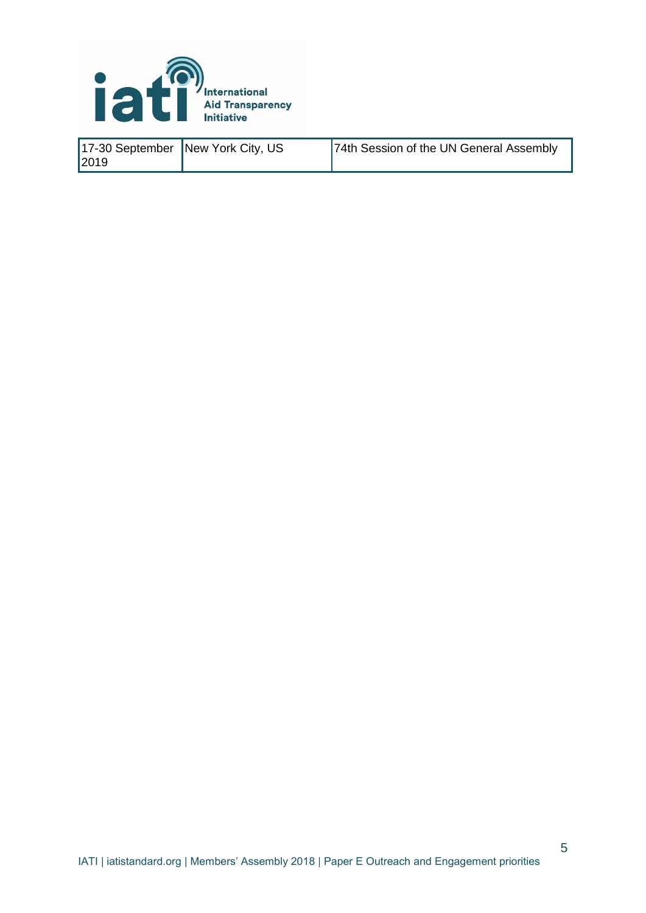| | | |
|---|---|---|
| 17-30 September 2019 | New York City, US | 74th Session of the UN General Assembly |